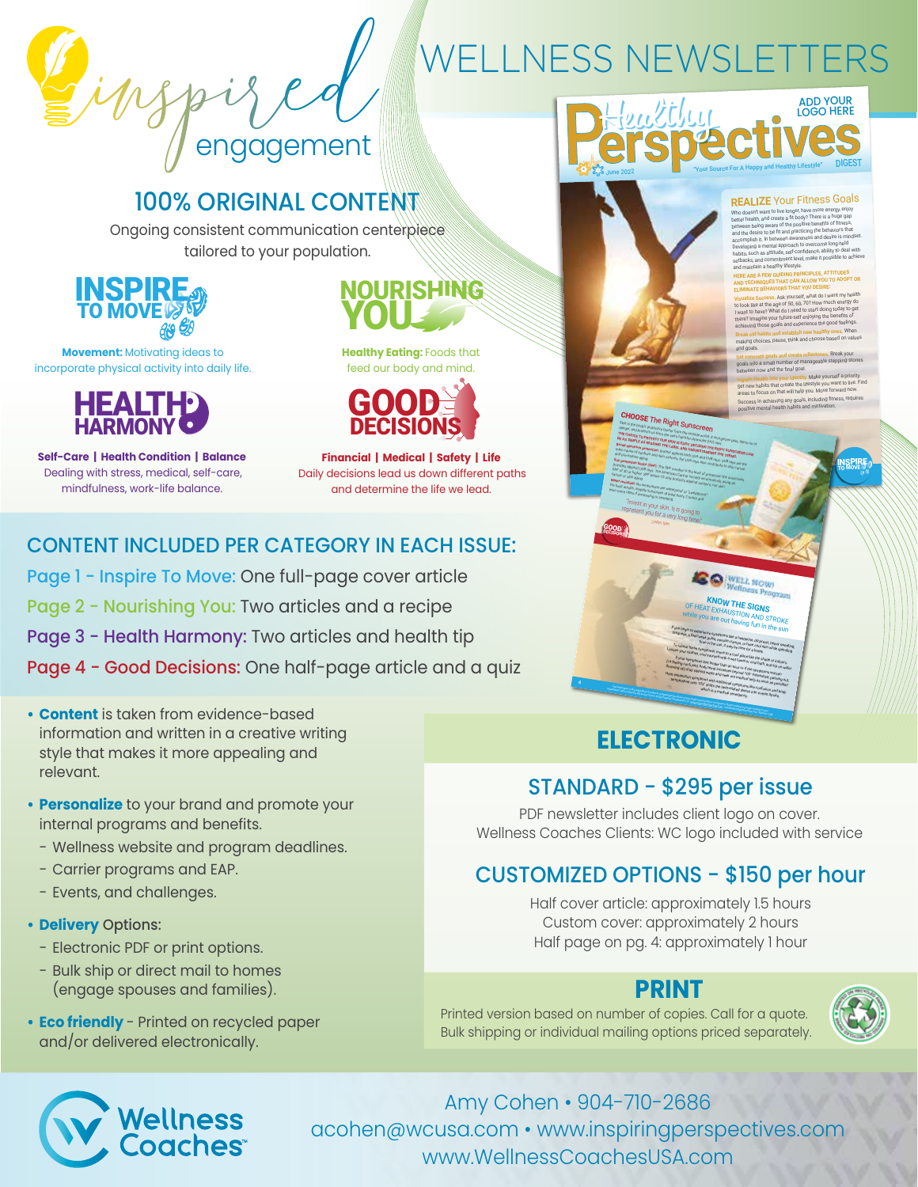# Inspired engagement

# WELLNESS NEWSLETTERS

## 100% ORIGINAL CONTENT

Ongoing consistent communication centerpiece tailored to your population.

**INSPIRE TO MOVE**

**Movement:** Motivating ideas to incorporate physical activity into daily life.

**NOURISHING YOU**

**Healthy Eating:** Foods that feed our body and mind.

**HEALTH HARMONY**

**Self-Care | Health Condition | Balance**
Dealing with stress, medical, self-care, mindfulness, work-life balance.

**GOOD DECISIONS**

**Financial | Medical | Safety | Life**
Daily decisions lead us down different paths and determine the life we lead.

## CONTENT INCLUDED PER CATEGORY IN EACH ISSUE:

Page 1 - Inspire To Move: One full-page cover article
Page 2 - Nourishing You: Two articles and a recipe
Page 3 - Health Harmony: Two articles and health tip
Page 4 - Good Decisions: One half-page article and a quiz

- **Content** is taken from evidence-based information and written in a creative writing style that makes it more appealing and relevant.
- **Personalize** to your brand and promote your internal programs and benefits.
  - Wellness website and program deadlines.
  - Carrier programs and EAP.
  - Events, and challenges.
- **Delivery** Options:
  - Electronic PDF or print options.
  - Bulk ship or direct mail to homes (engage spouses and families).
- **Eco friendly** - Printed on recycled paper and/or delivered electronically.

## ELECTRONIC

### STANDARD - $295 per issue

PDF newsletter includes client logo on cover.
Wellness Coaches Clients: WC logo included with service

### CUSTOMIZED OPTIONS - $150 per hour

Half cover article: approximately 1.5 hours
Custom cover: approximately 2 hours
Half page on pg. 4: approximately 1 hour

## PRINT

Printed version based on number of copies. Call for a quote.
Bulk shipping or individual mailing options priced separately.

**Wellness Coaches**

Amy Cohen • 904-710-2686
acohen@wcusa.com • www.inspiringperspectives.com
www.WellnessCoachesUSA.com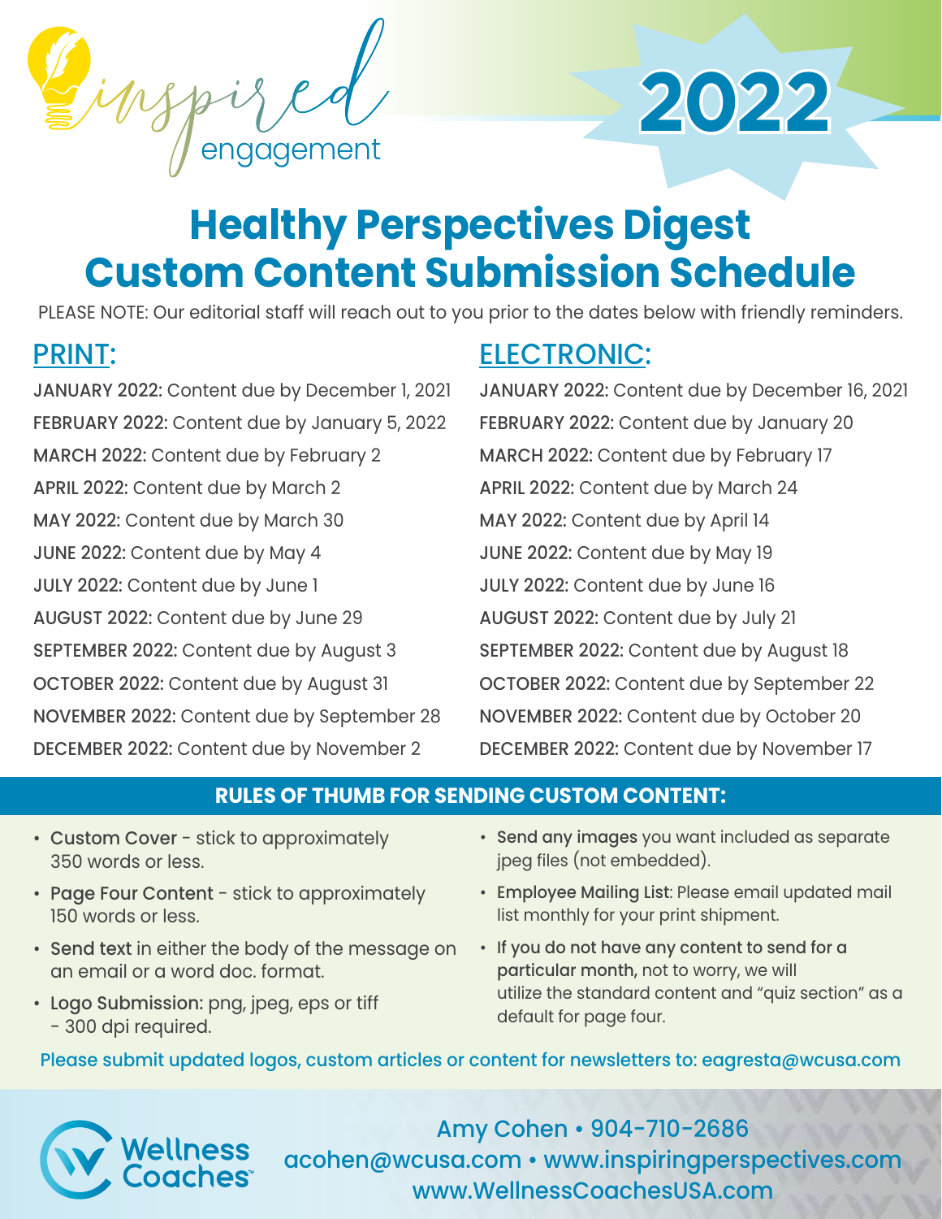inspired engagement

# 2022

# Healthy Perspectives Digest Custom Content Submission Schedule

PLEASE NOTE: Our editorial staff will reach out to you prior to the dates below with friendly reminders.

## PRINT:

**JANUARY 2022:** Content due by December 1, 2021
**FEBRUARY 2022:** Content due by January 5, 2022
**MARCH 2022:** Content due by February 2
**APRIL 2022:** Content due by March 2
**MAY 2022:** Content due by March 30
**JUNE 2022:** Content due by May 4
**JULY 2022:** Content due by June 1
**AUGUST 2022:** Content due by June 29
**SEPTEMBER 2022:** Content due by August 3
**OCTOBER 2022:** Content due by August 31
**NOVEMBER 2022:** Content due by September 28
**DECEMBER 2022:** Content due by November 2

## ELECTRONIC:

**JANUARY 2022:** Content due by December 16, 2021
**FEBRUARY 2022:** Content due by January 20
**MARCH 2022:** Content due by February 17
**APRIL 2022:** Content due by March 24
**MAY 2022:** Content due by April 14
**JUNE 2022:** Content due by May 19
**JULY 2022:** Content due by June 16
**AUGUST 2022:** Content due by July 21
**SEPTEMBER 2022:** Content due by August 18
**OCTOBER 2022:** Content due by September 22
**NOVEMBER 2022:** Content due by October 20
**DECEMBER 2022:** Content due by November 17

## RULES OF THUMB FOR SENDING CUSTOM CONTENT:

- **Custom Cover** - stick to approximately 350 words or less.
- **Page Four Content** - stick to approximately 150 words or less.
- **Send text** in either the body of the message on an email or a word doc. format.
- **Logo Submission:** png, jpeg, eps or tiff - 300 dpi required.
- **Send any images** you want included as separate jpeg files (not embedded).
- **Employee Mailing List**: Please email updated mail list monthly for your print shipment.
- **If you do not have any content to send for a particular month,** not to worry, we will utilize the standard content and "quiz section" as a default for page four.

Please submit updated logos, custom articles or content for newsletters to: eagresta@wcusa.com

Wellness Coaches™

Amy Cohen • 904-710-2686
acohen@wcusa.com • www.inspiringperspectives.com
www.WellnessCoachesUSA.com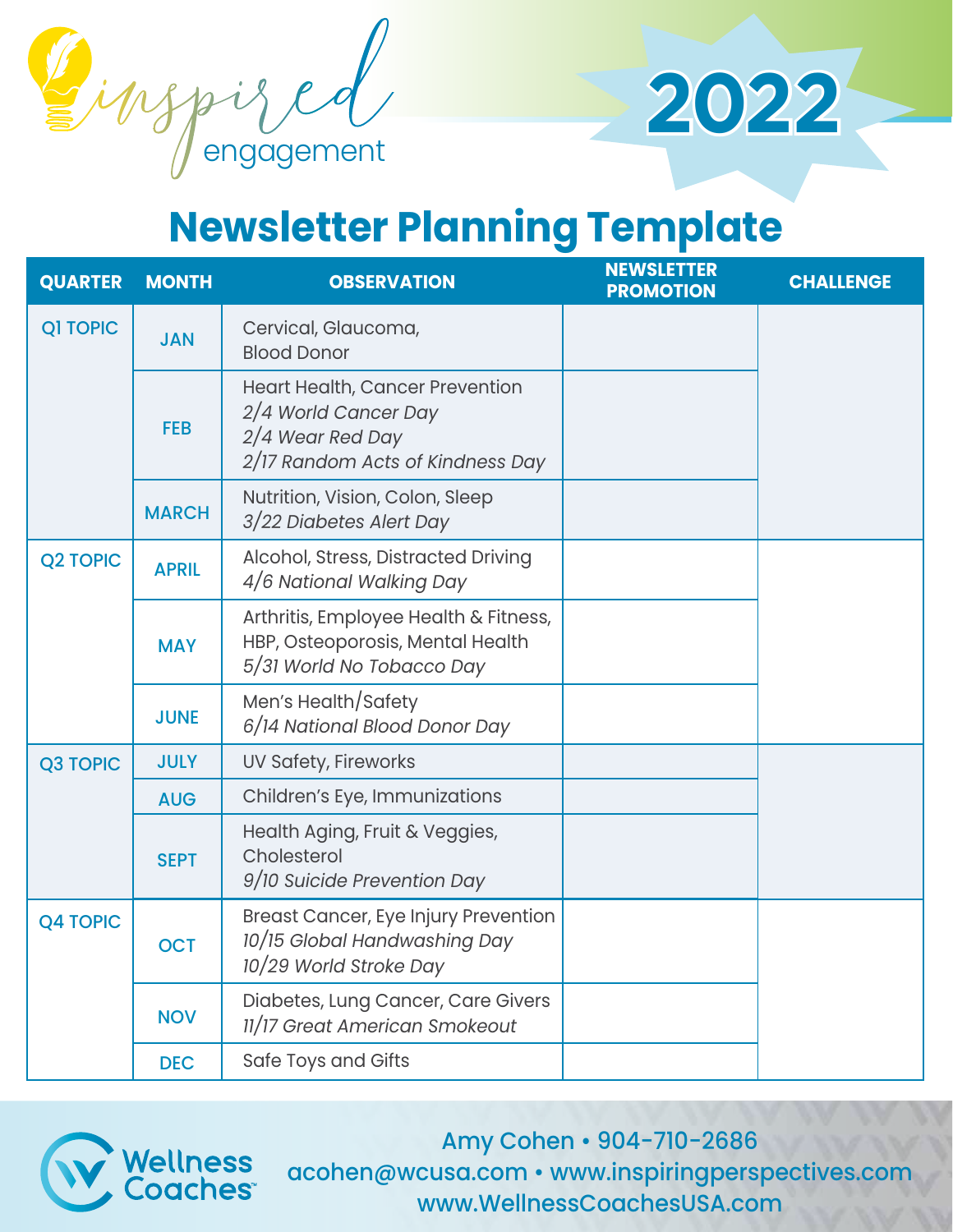inspired engagement

# 2022

## Newsletter Planning Template

| QUARTER | MONTH | OBSERVATION | NEWSLETTER PROMOTION | CHALLENGE |
|---|---|---|---|---|
| Q1 TOPIC | JAN | Cervical, Glaucoma, Blood Donor | | |
| | FEB | Heart Health, Cancer Prevention *2/4 World Cancer Day* *2/4 Wear Red Day* *2/17 Random Acts of Kindness Day* | | |
| | MARCH | Nutrition, Vision, Colon, Sleep *3/22 Diabetes Alert Day* | | |
| Q2 TOPIC | APRIL | Alcohol, Stress, Distracted Driving *4/6 National Walking Day* | | |
| | MAY | Arthritis, Employee Health & Fitness, HBP, Osteoporosis, Mental Health *5/31 World No Tobacco Day* | | |
| | JUNE | Men's Health/Safety *6/14 National Blood Donor Day* | | |
| Q3 TOPIC | JULY | UV Safety, Fireworks | | |
| | AUG | Children's Eye, Immunizations | | |
| | SEPT | Health Aging, Fruit & Veggies, Cholesterol *9/10 Suicide Prevention Day* | | |
| Q4 TOPIC | OCT | Breast Cancer, Eye Injury Prevention *10/15 Global Handwashing Day* *10/29 World Stroke Day* | | |
| | NOV | Diabetes, Lung Cancer, Care Givers *11/17 Great American Smokeout* | | |
| | DEC | Safe Toys and Gifts | | |

Wellness Coaches™

Amy Cohen • 904-710-2686
acohen@wcusa.com • www.inspiringperspectives.com
www.WellnessCoachesUSA.com